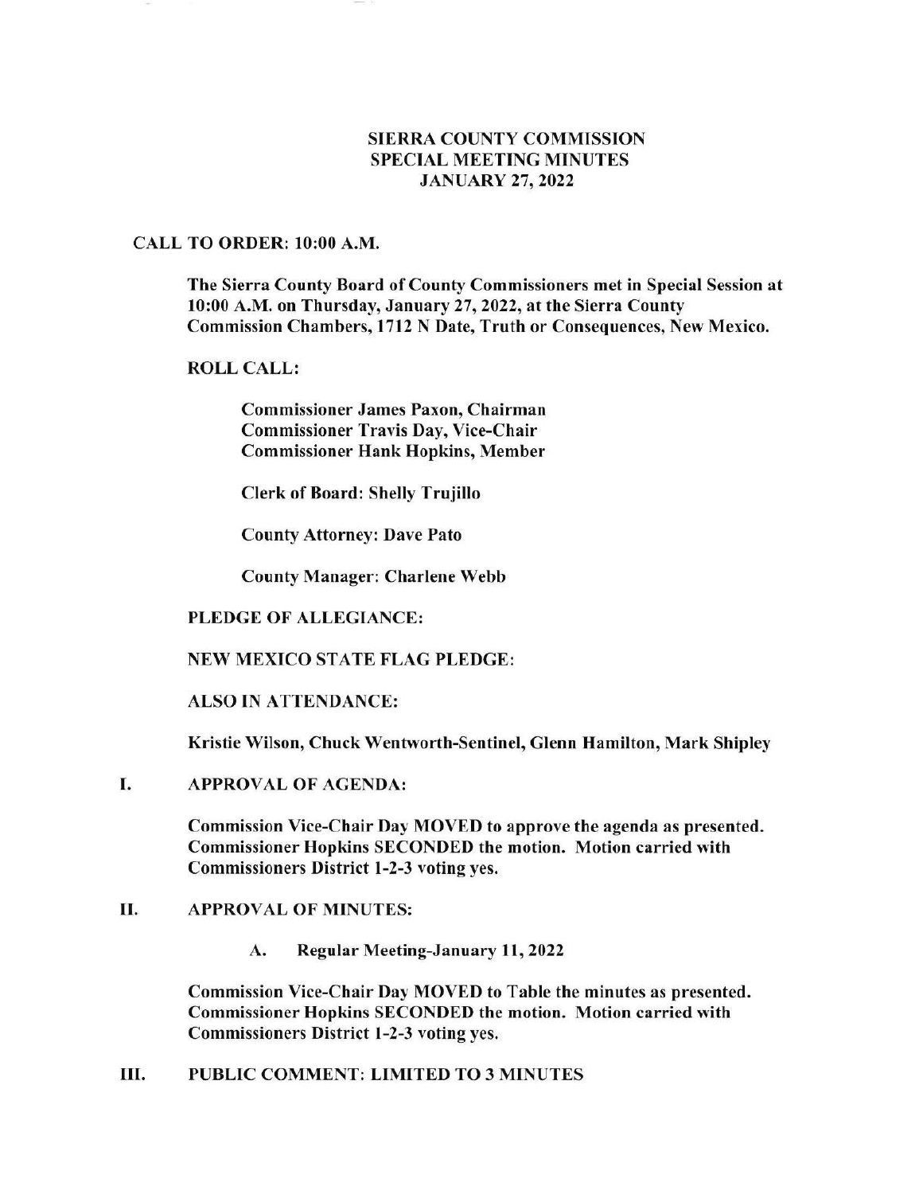# SIERRA COUNTY COMMISSION SPECIAL MEETING MINUTES JANUARY 27, 2022

## CALL TO ORDER: 10:00 A.M.

**The Sierra County Board of County Commissioners met in Special Session at 10:00 A.M. on Thursday, January 27, 2022, at the Sierra County Commission Chambers, 1712 N Date, Truth or Consequences, New Mexico.**

**ROLL CALL:**

**Commissioner James Paxon, Chairman**
**Commissioner Travis Day, Vice-Chair**
**Commissioner Hank Hopkins, Member**

**Clerk of Board: Shelly Trujillo**

**County Attorney: Dave Pato**

**County Manager: Charlene Webb**

**PLEDGE OF ALLEGIANCE:**

**NEW MEXICO STATE FLAG PLEDGE:**

**ALSO IN ATTENDANCE:**

**Kristie Wilson, Chuck Wentworth-Sentinel, Glenn Hamilton, Mark Shipley**

## I. APPROVAL OF AGENDA:

**Commission Vice-Chair Day MOVED to approve the agenda as presented. Commissioner Hopkins SECONDED the motion. Motion carried with Commissioners District 1-2-3 voting yes.**

## II. APPROVAL OF MINUTES:

**A. Regular Meeting-January 11, 2022**

**Commission Vice-Chair Day MOVED to Table the minutes as presented. Commissioner Hopkins SECONDED the motion. Motion carried with Commissioners District 1-2-3 voting yes.**

## III. PUBLIC COMMENT: LIMITED TO 3 MINUTES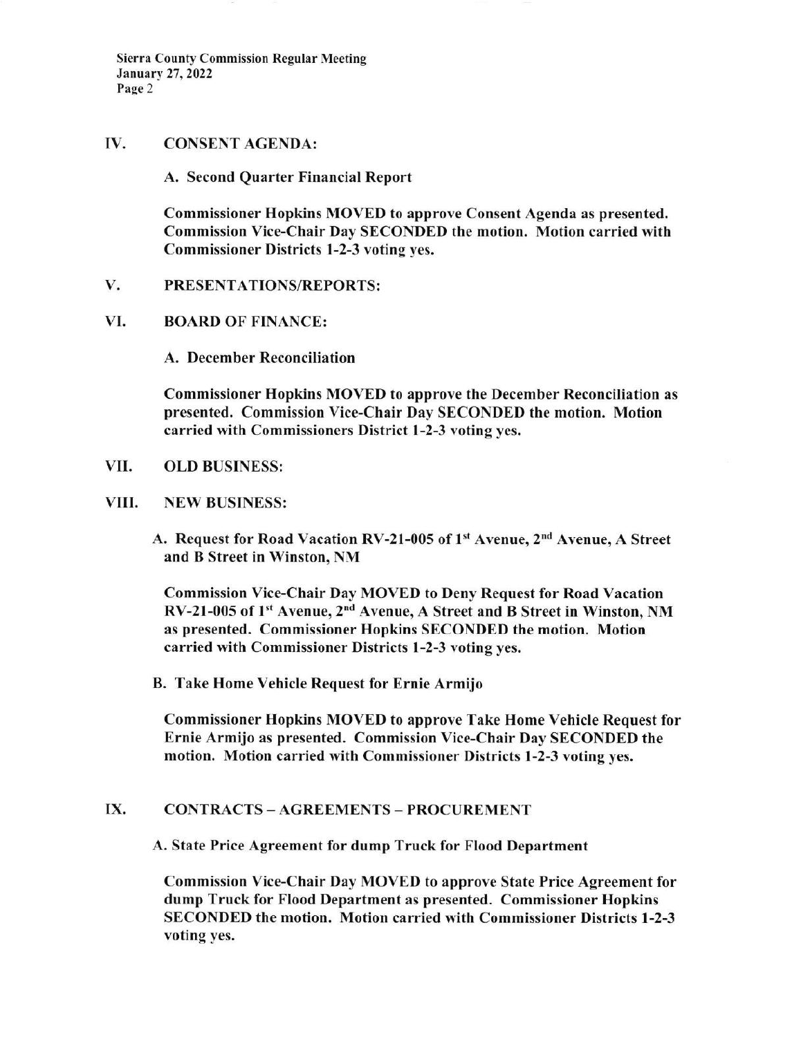## IV. CONSENT AGENDA:

**A. Second Quarter Financial Report**

**Commissioner Hopkins MOVED to approve Consent Agenda as presented. Commission Vice-Chair Day SECONDED the motion. Motion carried with Commissioner Districts 1-2-3 voting yes.**

## V. PRESENTATIONS/REPORTS:

## VI. BOARD OF FINANCE:

**A. December Reconciliation**

**Commissioner Hopkins MOVED to approve the December Reconciliation as presented. Commission Vice-Chair Day SECONDED the motion. Motion carried with Commissioners District 1-2-3 voting yes.**

## VII. OLD BUSINESS:

## VIII. NEW BUSINESS:

**A. Request for Road Vacation RV-21-005 of 1st Avenue, 2nd Avenue, A Street and B Street in Winston, NM**

**Commission Vice-Chair Day MOVED to Deny Request for Road Vacation RV-21-005 of 1st Avenue, 2nd Avenue, A Street and B Street in Winston, NM as presented. Commissioner Hopkins SECONDED the motion. Motion carried with Commissioner Districts 1-2-3 voting yes.**

**B. Take Home Vehicle Request for Ernie Armijo**

**Commissioner Hopkins MOVED to approve Take Home Vehicle Request for Ernie Armijo as presented. Commission Vice-Chair Day SECONDED the motion. Motion carried with Commissioner Districts 1-2-3 voting yes.**

## IX. CONTRACTS – AGREEMENTS – PROCUREMENT

**A. State Price Agreement for dump Truck for Flood Department**

**Commission Vice-Chair Day MOVED to approve State Price Agreement for dump Truck for Flood Department as presented. Commissioner Hopkins SECONDED the motion. Motion carried with Commissioner Districts 1-2-3 voting yes.**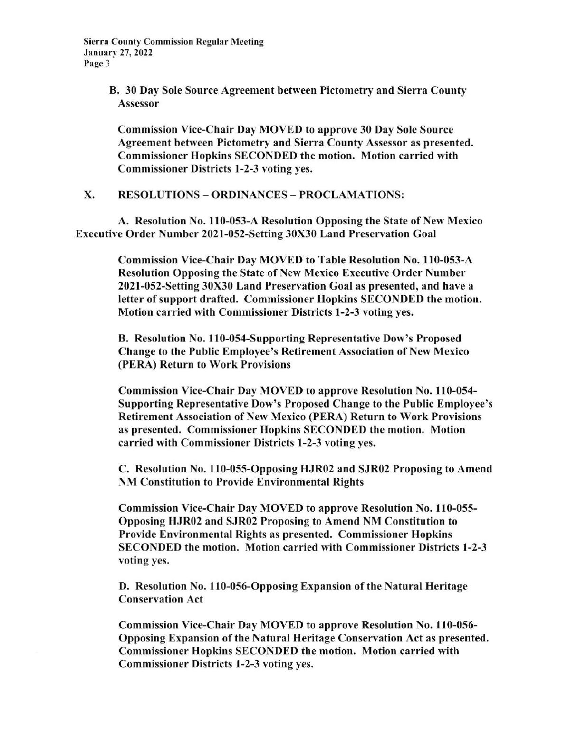**B. 30 Day Sole Source Agreement between Pictometry and Sierra County Assessor**

**Commission Vice-Chair Day MOVED to approve 30 Day Sole Source Agreement between Pictometry and Sierra County Assessor as presented. Commissioner Hopkins SECONDED the motion. Motion carried with Commissioner Districts 1-2-3 voting yes.**

## X. RESOLUTIONS – ORDINANCES – PROCLAMATIONS:

**A. Resolution No. 110-053-A Resolution Opposing the State of New Mexico Executive Order Number 2021-052-Setting 30X30 Land Preservation Goal**

**Commission Vice-Chair Day MOVED to Table Resolution No. 110-053-A Resolution Opposing the State of New Mexico Executive Order Number 2021-052-Setting 30X30 Land Preservation Goal as presented, and have a letter of support drafted. Commissioner Hopkins SECONDED the motion. Motion carried with Commissioner Districts 1-2-3 voting yes.**

**B. Resolution No. 110-054-Supporting Representative Dow's Proposed Change to the Public Employee's Retirement Association of New Mexico (PERA) Return to Work Provisions**

**Commission Vice-Chair Day MOVED to approve Resolution No. 110-054-Supporting Representative Dow's Proposed Change to the Public Employee's Retirement Association of New Mexico (PERA) Return to Work Provisions as presented. Commissioner Hopkins SECONDED the motion. Motion carried with Commissioner Districts 1-2-3 voting yes.**

**C. Resolution No. 110-055-Opposing HJR02 and SJR02 Proposing to Amend NM Constitution to Provide Environmental Rights**

**Commission Vice-Chair Day MOVED to approve Resolution No. 110-055-Opposing HJR02 and SJR02 Proposing to Amend NM Constitution to Provide Environmental Rights as presented. Commissioner Hopkins SECONDED the motion. Motion carried with Commissioner Districts 1-2-3 voting yes.**

**D. Resolution No. 110-056-Opposing Expansion of the Natural Heritage Conservation Act**

**Commission Vice-Chair Day MOVED to approve Resolution No. 110-056-Opposing Expansion of the Natural Heritage Conservation Act as presented. Commissioner Hopkins SECONDED the motion. Motion carried with Commissioner Districts 1-2-3 voting yes.**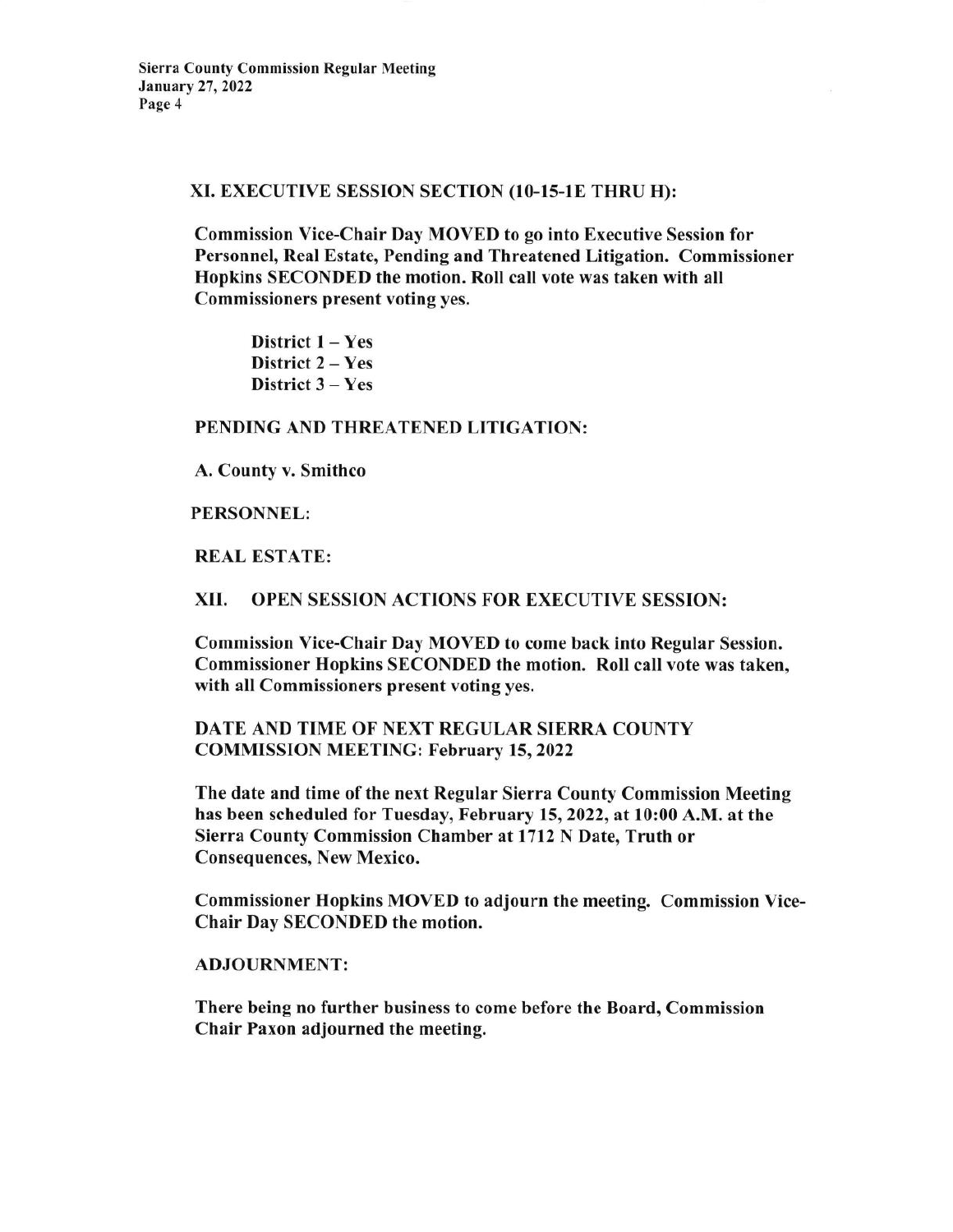## XI. EXECUTIVE SESSION SECTION (10-15-1E THRU H):

**Commission Vice-Chair Day MOVED to go into Executive Session for Personnel, Real Estate, Pending and Threatened Litigation. Commissioner Hopkins SECONDED the motion. Roll call vote was taken with all Commissioners present voting yes.**

**District 1 – Yes**
**District 2 – Yes**
**District 3 – Yes**

**PENDING AND THREATENED LITIGATION:**

**A. County v. Smithco**

**PERSONNEL:**

**REAL ESTATE:**

## XII. OPEN SESSION ACTIONS FOR EXECUTIVE SESSION:

**Commission Vice-Chair Day MOVED to come back into Regular Session. Commissioner Hopkins SECONDED the motion. Roll call vote was taken, with all Commissioners present voting yes.**

**DATE AND TIME OF NEXT REGULAR SIERRA COUNTY COMMISSION MEETING: February 15, 2022**

**The date and time of the next Regular Sierra County Commission Meeting has been scheduled for Tuesday, February 15, 2022, at 10:00 A.M. at the Sierra County Commission Chamber at 1712 N Date, Truth or Consequences, New Mexico.**

**Commissioner Hopkins MOVED to adjourn the meeting. Commission Vice-Chair Day SECONDED the motion.**

**ADJOURNMENT:**

**There being no further business to come before the Board, Commission Chair Paxon adjourned the meeting.**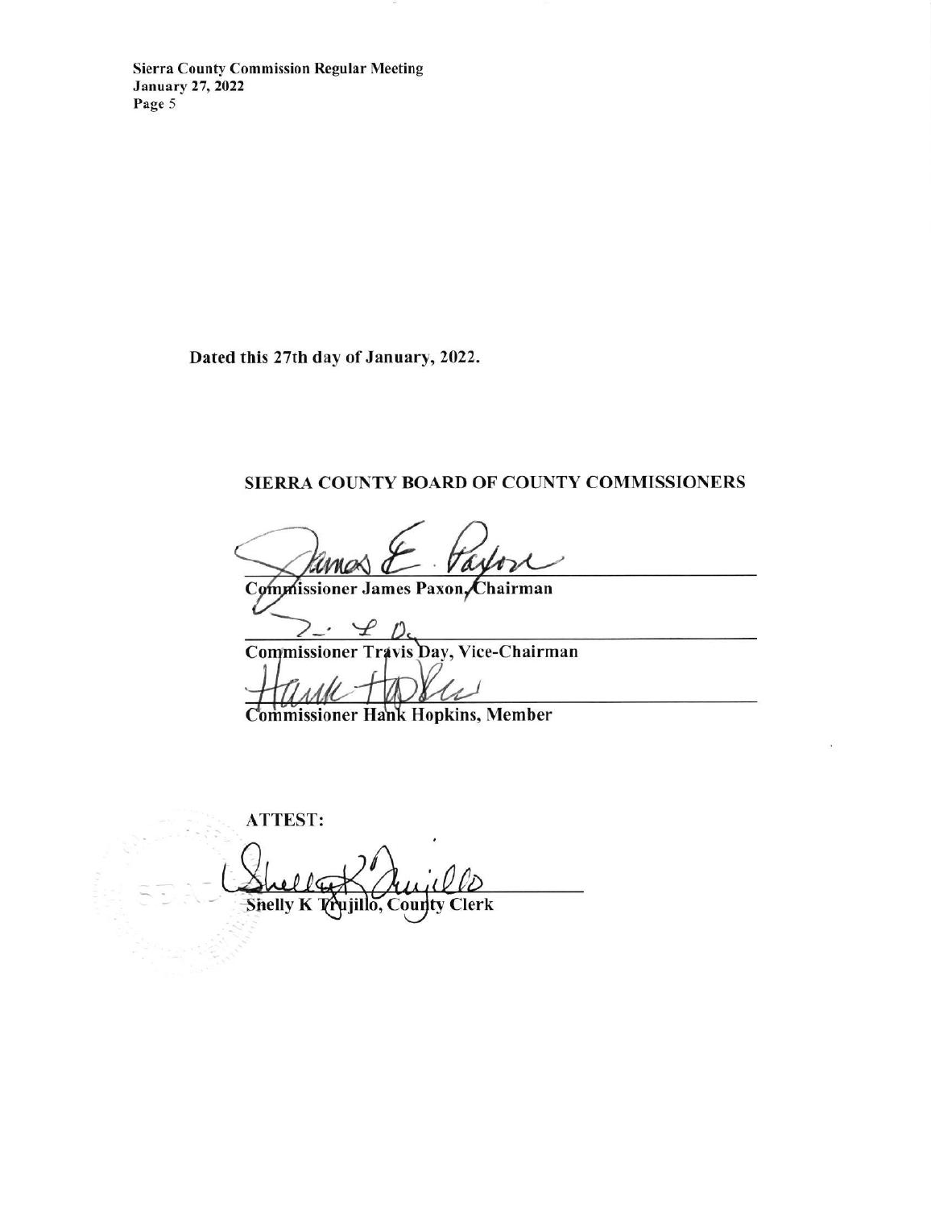Dated this 27th day of January, 2022.

**SIERRA COUNTY BOARD OF COUNTY COMMISSIONERS**

Commissioner James Paxon, Chairman

Commissioner Travis Day, Vice-Chairman

Commissioner Hank Hopkins, Member

ATTEST:

Shelly K Trujillo, County Clerk